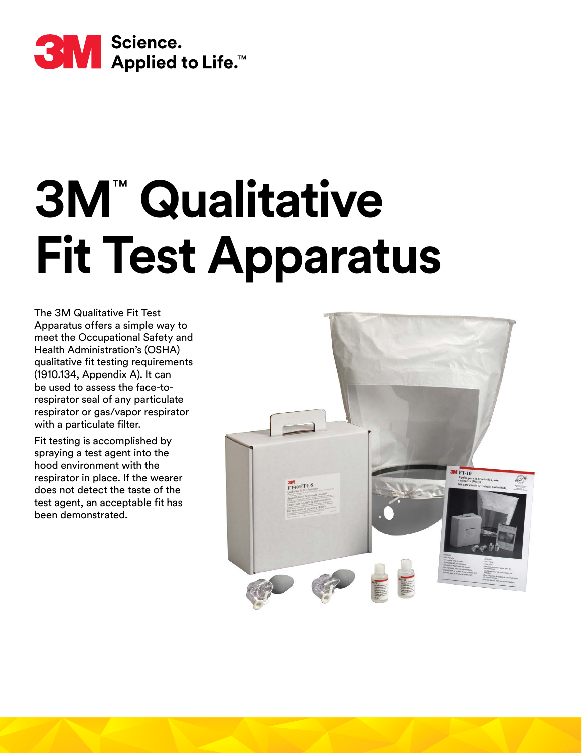3M Science. Applied to Life.™

# 3M™ Qualitative Fit Test Apparatus

The 3M Qualitative Fit Test Apparatus offers a simple way to meet the Occupational Safety and Health Administration's (OSHA) qualitative fit testing requirements (1910.134, Appendix A). It can be used to assess the face-to-respirator seal of any particulate respirator or gas/vapor respirator with a particulate filter.

Fit testing is accomplished by spraying a test agent into the hood environment with the respirator in place. If the wearer does not detect the taste of the test agent, an acceptable fit has been demonstrated.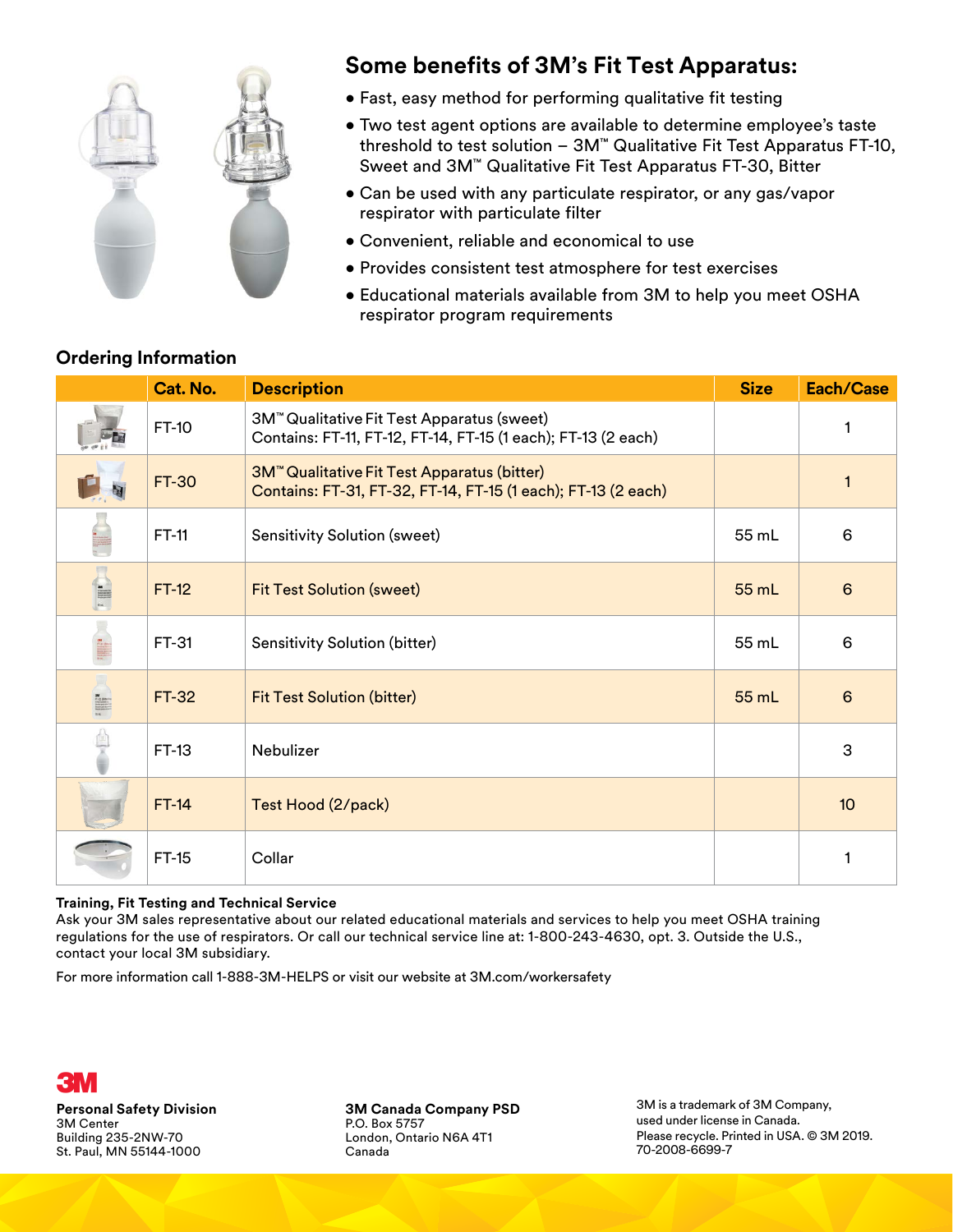## Some benefits of 3M's Fit Test Apparatus:

- Fast, easy method for performing qualitative fit testing
- Two test agent options are available to determine employee's taste threshold to test solution – 3M™ Qualitative Fit Test Apparatus FT-10, Sweet and 3M™ Qualitative Fit Test Apparatus FT-30, Bitter
- Can be used with any particulate respirator, or any gas/vapor respirator with particulate filter
- Convenient, reliable and economical to use
- Provides consistent test atmosphere for test exercises
- Educational materials available from 3M to help you meet OSHA respirator program requirements

### Ordering Information

| | Cat. No. | Description | Size | Each/Case |
|---|---|---|---|---|
| | FT-10 | 3M™ Qualitative Fit Test Apparatus (sweet)<br>Contains: FT-11, FT-12, FT-14, FT-15 (1 each); FT-13 (2 each) | | 1 |
| | FT-30 | 3M™ Qualitative Fit Test Apparatus (bitter)<br>Contains: FT-31, FT-32, FT-14, FT-15 (1 each); FT-13 (2 each) | | 1 |
| | FT-11 | Sensitivity Solution (sweet) | 55 mL | 6 |
| | FT-12 | Fit Test Solution (sweet) | 55 mL | 6 |
| | FT-31 | Sensitivity Solution (bitter) | 55 mL | 6 |
| | FT-32 | Fit Test Solution (bitter) | 55 mL | 6 |
| | FT-13 | Nebulizer | | 3 |
| | FT-14 | Test Hood (2/pack) | | 10 |
| | FT-15 | Collar | | 1 |

**Training, Fit Testing and Technical Service**
Ask your 3M sales representative about our related educational materials and services to help you meet OSHA training regulations for the use of respirators. Or call our technical service line at: 1-800-243-4630, opt. 3. Outside the U.S., contact your local 3M subsidiary.

For more information call 1-888-3M-HELPS or visit our website at 3M.com/workersafety

3M

**Personal Safety Division**
3M Center
Building 235-2NW-70
St. Paul, MN 55144-1000

**3M Canada Company PSD**
P.O. Box 5757
London, Ontario N6A 4T1
Canada

3M is a trademark of 3M Company, used under license in Canada.
Please recycle. Printed in USA. © 3M 2019.
70-2008-6699-7